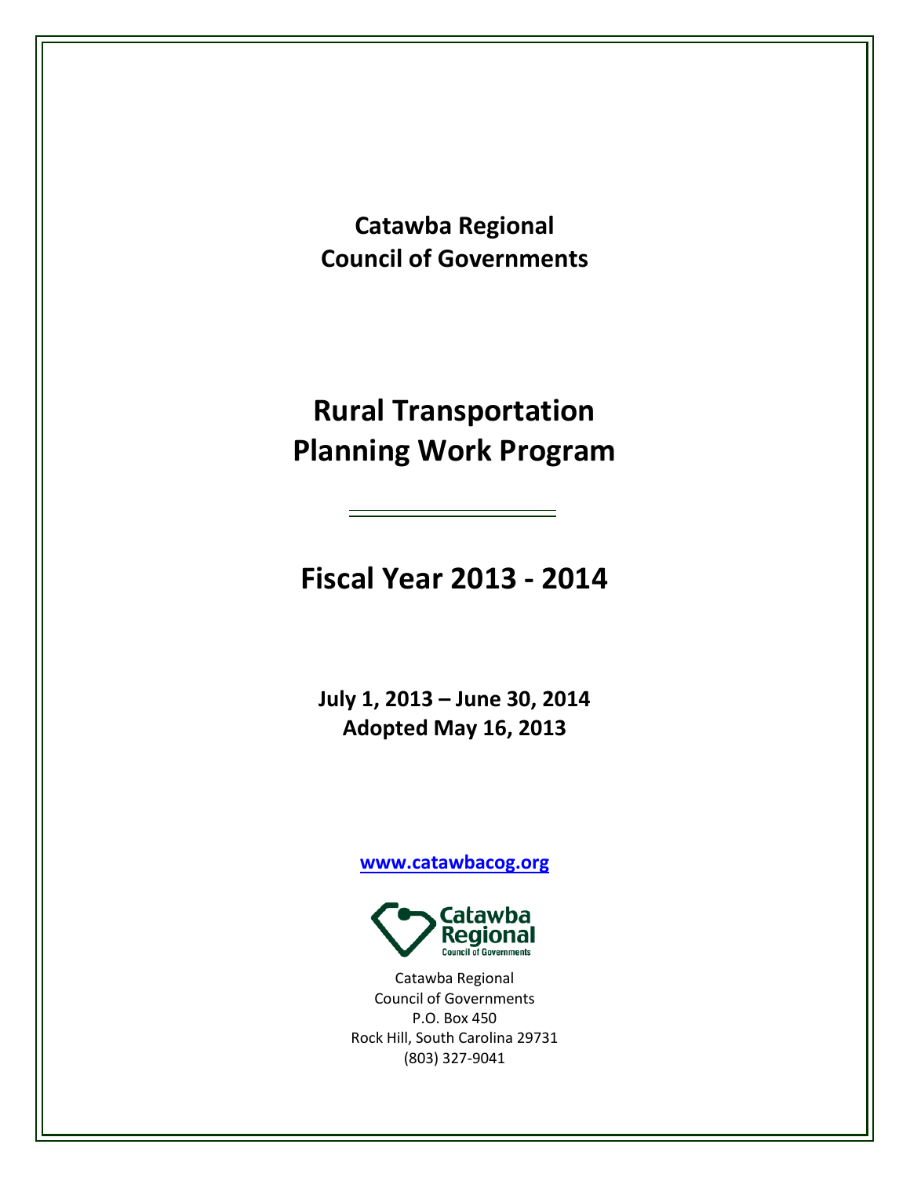**Catawba Regional**
**Council of Governments**

# Rural Transportation Planning Work Program

## Fiscal Year 2013 - 2014

**July 1, 2013 – June 30, 2014**
**Adopted May 16, 2013**

**www.catawbacog.org**

Catawba Regional
Council of Governments
P.O. Box 450
Rock Hill, South Carolina 29731
(803) 327-9041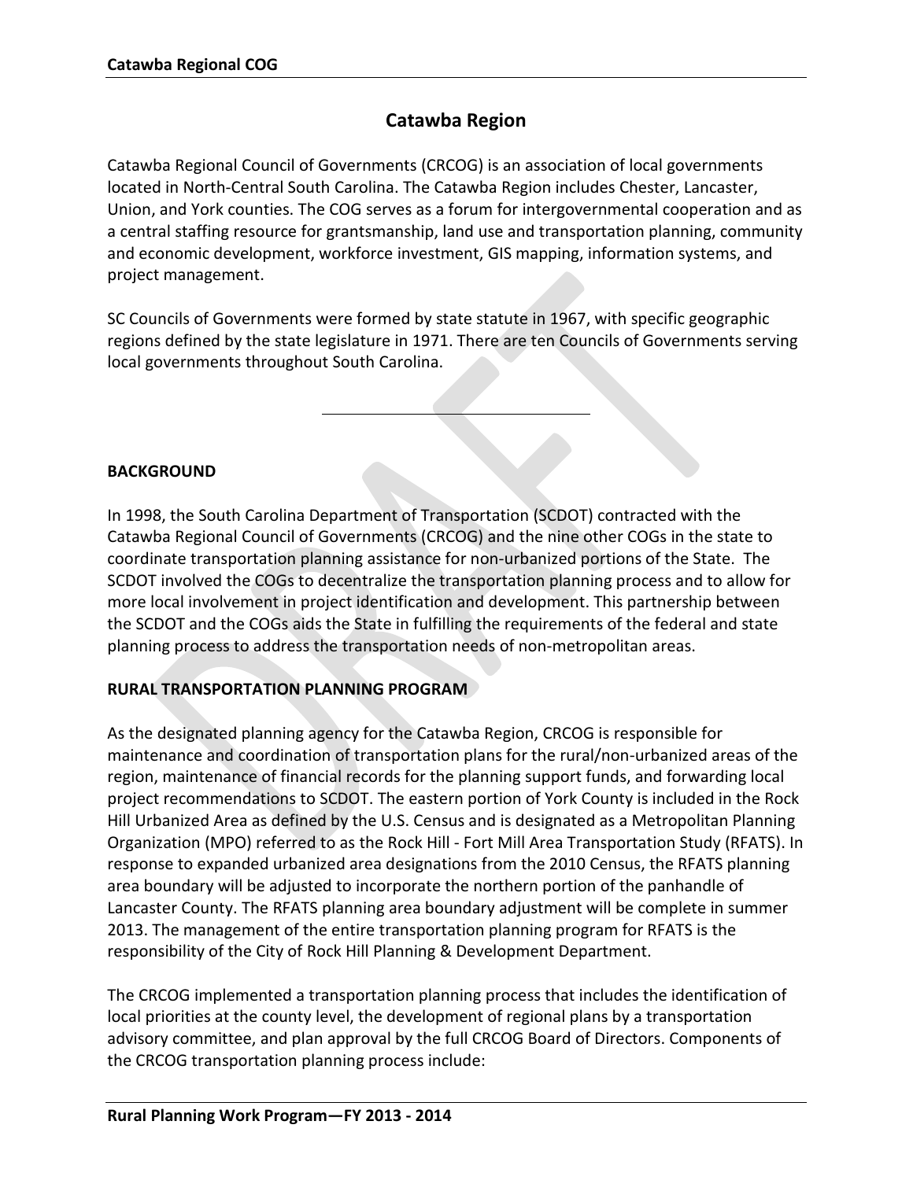# Catawba Region

Catawba Regional Council of Governments (CRCOG) is an association of local governments located in North-Central South Carolina. The Catawba Region includes Chester, Lancaster, Union, and York counties. The COG serves as a forum for intergovernmental cooperation and as a central staffing resource for grantsmanship, land use and transportation planning, community and economic development, workforce investment, GIS mapping, information systems, and project management.

SC Councils of Governments were formed by state statute in 1967, with specific geographic regions defined by the state legislature in 1971. There are ten Councils of Governments serving local governments throughout South Carolina.

---

**BACKGROUND**

In 1998, the South Carolina Department of Transportation (SCDOT) contracted with the Catawba Regional Council of Governments (CRCOG) and the nine other COGs in the state to coordinate transportation planning assistance for non-urbanized portions of the State. The SCDOT involved the COGs to decentralize the transportation planning process and to allow for more local involvement in project identification and development. This partnership between the SCDOT and the COGs aids the State in fulfilling the requirements of the federal and state planning process to address the transportation needs of non-metropolitan areas.

**RURAL TRANSPORTATION PLANNING PROGRAM**

As the designated planning agency for the Catawba Region, CRCOG is responsible for maintenance and coordination of transportation plans for the rural/non-urbanized areas of the region, maintenance of financial records for the planning support funds, and forwarding local project recommendations to SCDOT. The eastern portion of York County is included in the Rock Hill Urbanized Area as defined by the U.S. Census and is designated as a Metropolitan Planning Organization (MPO) referred to as the Rock Hill - Fort Mill Area Transportation Study (RFATS). In response to expanded urbanized area designations from the 2010 Census, the RFATS planning area boundary will be adjusted to incorporate the northern portion of the panhandle of Lancaster County. The RFATS planning area boundary adjustment will be complete in summer 2013. The management of the entire transportation planning program for RFATS is the responsibility of the City of Rock Hill Planning & Development Department.

The CRCOG implemented a transportation planning process that includes the identification of local priorities at the county level, the development of regional plans by a transportation advisory committee, and plan approval by the full CRCOG Board of Directors. Components of the CRCOG transportation planning process include: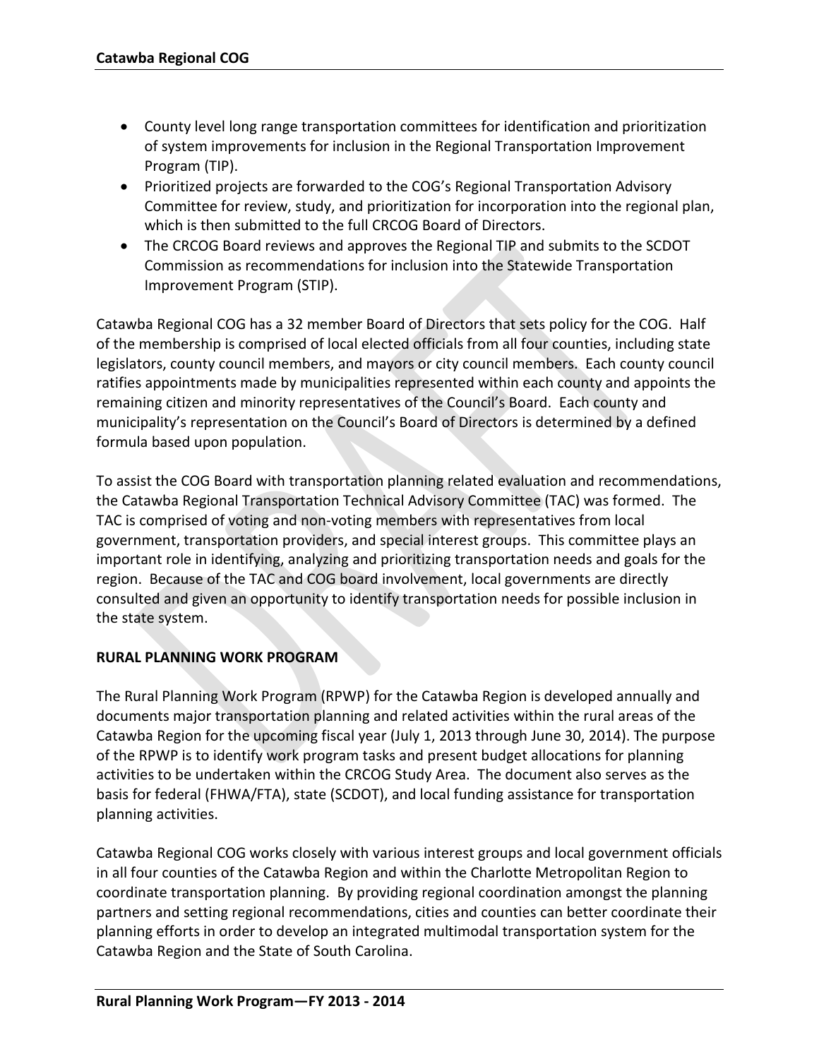- County level long range transportation committees for identification and prioritization of system improvements for inclusion in the Regional Transportation Improvement Program (TIP).
- Prioritized projects are forwarded to the COG's Regional Transportation Advisory Committee for review, study, and prioritization for incorporation into the regional plan, which is then submitted to the full CRCOG Board of Directors.
- The CRCOG Board reviews and approves the Regional TIP and submits to the SCDOT Commission as recommendations for inclusion into the Statewide Transportation Improvement Program (STIP).

Catawba Regional COG has a 32 member Board of Directors that sets policy for the COG. Half of the membership is comprised of local elected officials from all four counties, including state legislators, county council members, and mayors or city council members. Each county council ratifies appointments made by municipalities represented within each county and appoints the remaining citizen and minority representatives of the Council's Board. Each county and municipality's representation on the Council's Board of Directors is determined by a defined formula based upon population.

To assist the COG Board with transportation planning related evaluation and recommendations, the Catawba Regional Transportation Technical Advisory Committee (TAC) was formed. The TAC is comprised of voting and non-voting members with representatives from local government, transportation providers, and special interest groups. This committee plays an important role in identifying, analyzing and prioritizing transportation needs and goals for the region. Because of the TAC and COG board involvement, local governments are directly consulted and given an opportunity to identify transportation needs for possible inclusion in the state system.

**RURAL PLANNING WORK PROGRAM**

The Rural Planning Work Program (RPWP) for the Catawba Region is developed annually and documents major transportation planning and related activities within the rural areas of the Catawba Region for the upcoming fiscal year (July 1, 2013 through June 30, 2014). The purpose of the RPWP is to identify work program tasks and present budget allocations for planning activities to be undertaken within the CRCOG Study Area. The document also serves as the basis for federal (FHWA/FTA), state (SCDOT), and local funding assistance for transportation planning activities.

Catawba Regional COG works closely with various interest groups and local government officials in all four counties of the Catawba Region and within the Charlotte Metropolitan Region to coordinate transportation planning. By providing regional coordination amongst the planning partners and setting regional recommendations, cities and counties can better coordinate their planning efforts in order to develop an integrated multimodal transportation system for the Catawba Region and the State of South Carolina.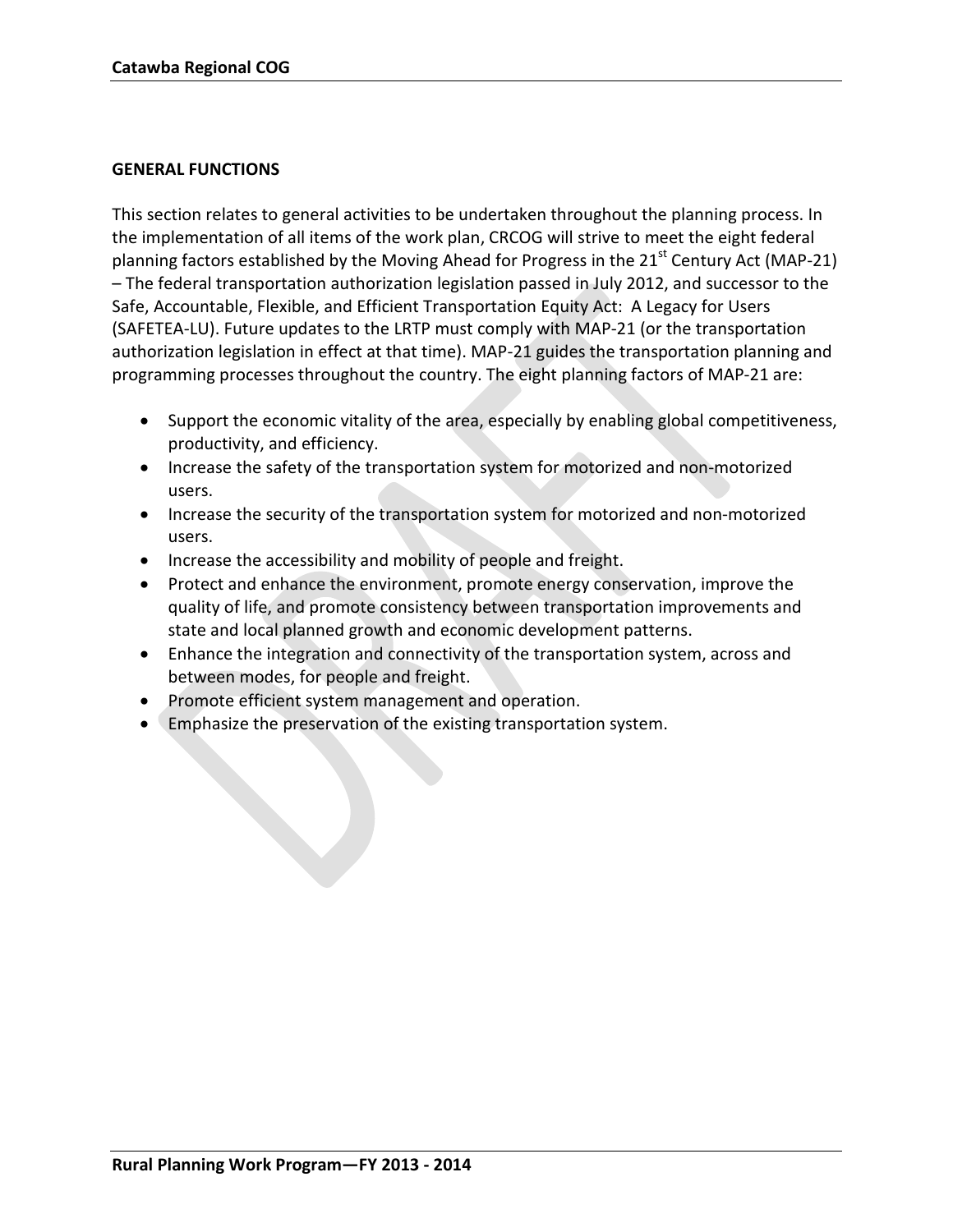## GENERAL FUNCTIONS

This section relates to general activities to be undertaken throughout the planning process. In the implementation of all items of the work plan, CRCOG will strive to meet the eight federal planning factors established by the Moving Ahead for Progress in the 21st Century Act (MAP-21) – The federal transportation authorization legislation passed in July 2012, and successor to the Safe, Accountable, Flexible, and Efficient Transportation Equity Act: A Legacy for Users (SAFETEA-LU). Future updates to the LRTP must comply with MAP-21 (or the transportation authorization legislation in effect at that time). MAP-21 guides the transportation planning and programming processes throughout the country. The eight planning factors of MAP-21 are:

- Support the economic vitality of the area, especially by enabling global competitiveness, productivity, and efficiency.
- Increase the safety of the transportation system for motorized and non-motorized users.
- Increase the security of the transportation system for motorized and non-motorized users.
- Increase the accessibility and mobility of people and freight.
- Protect and enhance the environment, promote energy conservation, improve the quality of life, and promote consistency between transportation improvements and state and local planned growth and economic development patterns.
- Enhance the integration and connectivity of the transportation system, across and between modes, for people and freight.
- Promote efficient system management and operation.
- Emphasize the preservation of the existing transportation system.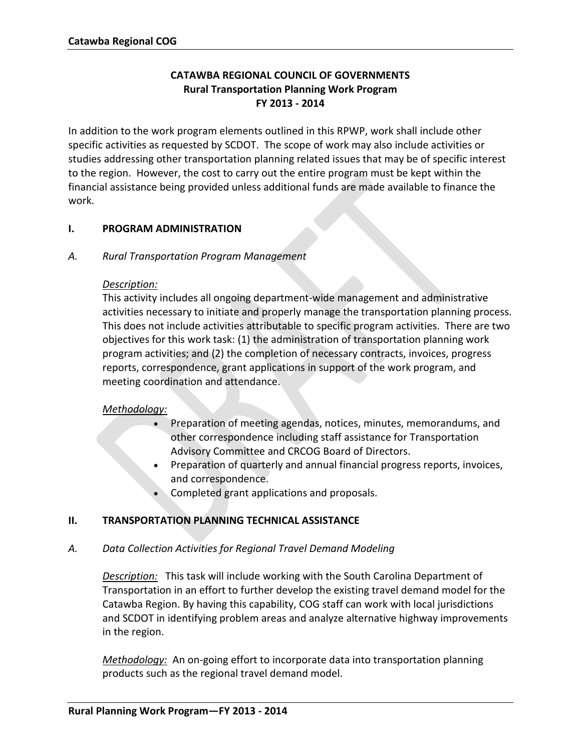# CATAWBA REGIONAL COUNCIL OF GOVERNMENTS
## Rural Transportation Planning Work Program
## FY 2013 - 2014

In addition to the work program elements outlined in this RPWP, work shall include other specific activities as requested by SCDOT. The scope of work may also include activities or studies addressing other transportation planning related issues that may be of specific interest to the region. However, the cost to carry out the entire program must be kept within the financial assistance being provided unless additional funds are made available to finance the work.

### I. PROGRAM ADMINISTRATION

#### *A. Rural Transportation Program Management*

*Description:*
This activity includes all ongoing department-wide management and administrative activities necessary to initiate and properly manage the transportation planning process. This does not include activities attributable to specific program activities. There are two objectives for this work task: (1) the administration of transportation planning work program activities; and (2) the completion of necessary contracts, invoices, progress reports, correspondence, grant applications in support of the work program, and meeting coordination and attendance.

*Methodology:*

- Preparation of meeting agendas, notices, minutes, memorandums, and other correspondence including staff assistance for Transportation Advisory Committee and CRCOG Board of Directors.
- Preparation of quarterly and annual financial progress reports, invoices, and correspondence.
- Completed grant applications and proposals.

### II. TRANSPORTATION PLANNING TECHNICAL ASSISTANCE

#### *A. Data Collection Activities for Regional Travel Demand Modeling*

*Description:* This task will include working with the South Carolina Department of Transportation in an effort to further develop the existing travel demand model for the Catawba Region. By having this capability, COG staff can work with local jurisdictions and SCDOT in identifying problem areas and analyze alternative highway improvements in the region.

*Methodology:* An on-going effort to incorporate data into transportation planning products such as the regional travel demand model.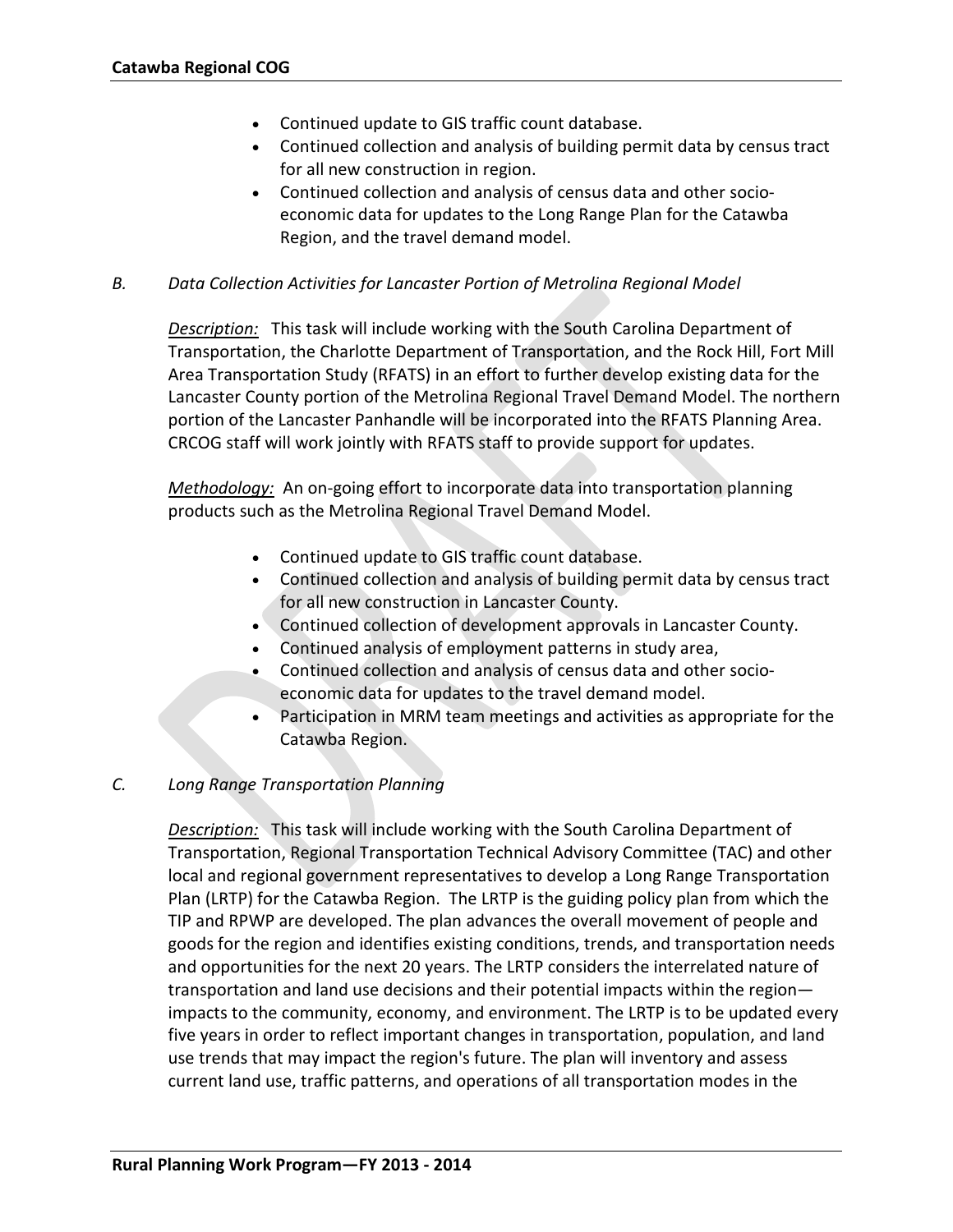- Continued update to GIS traffic count database.
- Continued collection and analysis of building permit data by census tract for all new construction in region.
- Continued collection and analysis of census data and other socio-economic data for updates to the Long Range Plan for the Catawba Region, and the travel demand model.

*B. Data Collection Activities for Lancaster Portion of Metrolina Regional Model*

*Description:* This task will include working with the South Carolina Department of Transportation, the Charlotte Department of Transportation, and the Rock Hill, Fort Mill Area Transportation Study (RFATS) in an effort to further develop existing data for the Lancaster County portion of the Metrolina Regional Travel Demand Model. The northern portion of the Lancaster Panhandle will be incorporated into the RFATS Planning Area. CRCOG staff will work jointly with RFATS staff to provide support for updates.

*Methodology:* An on-going effort to incorporate data into transportation planning products such as the Metrolina Regional Travel Demand Model.

- Continued update to GIS traffic count database.
- Continued collection and analysis of building permit data by census tract for all new construction in Lancaster County.
- Continued collection of development approvals in Lancaster County.
- Continued analysis of employment patterns in study area,
- Continued collection and analysis of census data and other socio-economic data for updates to the travel demand model.
- Participation in MRM team meetings and activities as appropriate for the Catawba Region.

*C. Long Range Transportation Planning*

*Description:* This task will include working with the South Carolina Department of Transportation, Regional Transportation Technical Advisory Committee (TAC) and other local and regional government representatives to develop a Long Range Transportation Plan (LRTP) for the Catawba Region. The LRTP is the guiding policy plan from which the TIP and RPWP are developed. The plan advances the overall movement of people and goods for the region and identifies existing conditions, trends, and transportation needs and opportunities for the next 20 years. The LRTP considers the interrelated nature of transportation and land use decisions and their potential impacts within the region—impacts to the community, economy, and environment. The LRTP is to be updated every five years in order to reflect important changes in transportation, population, and land use trends that may impact the region's future. The plan will inventory and assess current land use, traffic patterns, and operations of all transportation modes in the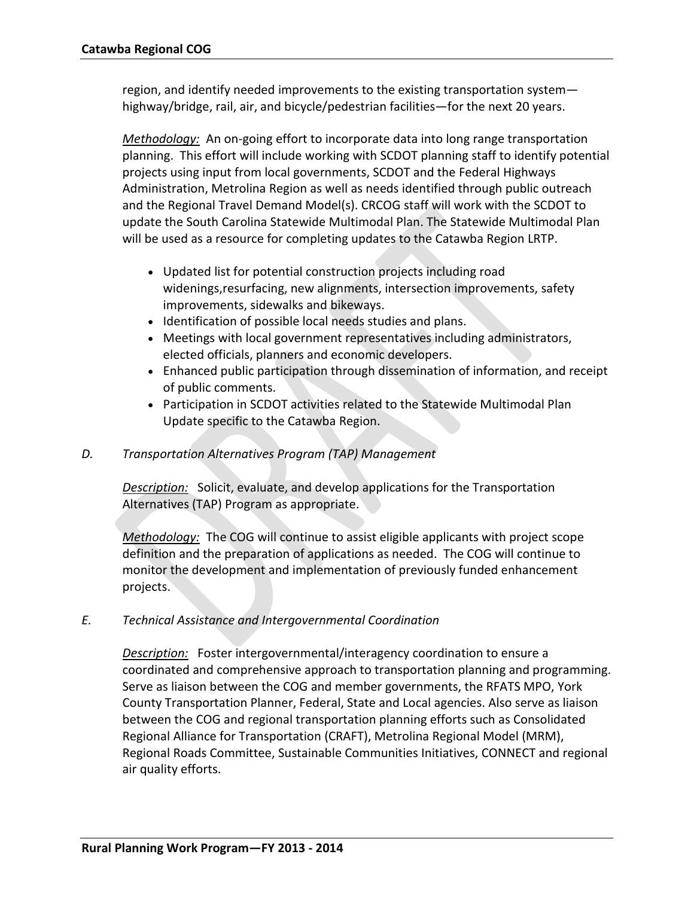region, and identify needed improvements to the existing transportation system—highway/bridge, rail, air, and bicycle/pedestrian facilities—for the next 20 years.

*Methodology:* An on-going effort to incorporate data into long range transportation planning. This effort will include working with SCDOT planning staff to identify potential projects using input from local governments, SCDOT and the Federal Highways Administration, Metrolina Region as well as needs identified through public outreach and the Regional Travel Demand Model(s). CRCOG staff will work with the SCDOT to update the South Carolina Statewide Multimodal Plan. The Statewide Multimodal Plan will be used as a resource for completing updates to the Catawba Region LRTP.

- Updated list for potential construction projects including road widenings,resurfacing, new alignments, intersection improvements, safety improvements, sidewalks and bikeways.
- Identification of possible local needs studies and plans.
- Meetings with local government representatives including administrators, elected officials, planners and economic developers.
- Enhanced public participation through dissemination of information, and receipt of public comments.
- Participation in SCDOT activities related to the Statewide Multimodal Plan Update specific to the Catawba Region.

*D. Transportation Alternatives Program (TAP) Management*

*Description:* Solicit, evaluate, and develop applications for the Transportation Alternatives (TAP) Program as appropriate.

*Methodology:* The COG will continue to assist eligible applicants with project scope definition and the preparation of applications as needed. The COG will continue to monitor the development and implementation of previously funded enhancement projects.

*E. Technical Assistance and Intergovernmental Coordination*

*Description:* Foster intergovernmental/interagency coordination to ensure a coordinated and comprehensive approach to transportation planning and programming. Serve as liaison between the COG and member governments, the RFATS MPO, York County Transportation Planner, Federal, State and Local agencies. Also serve as liaison between the COG and regional transportation planning efforts such as Consolidated Regional Alliance for Transportation (CRAFT), Metrolina Regional Model (MRM), Regional Roads Committee, Sustainable Communities Initiatives, CONNECT and regional air quality efforts.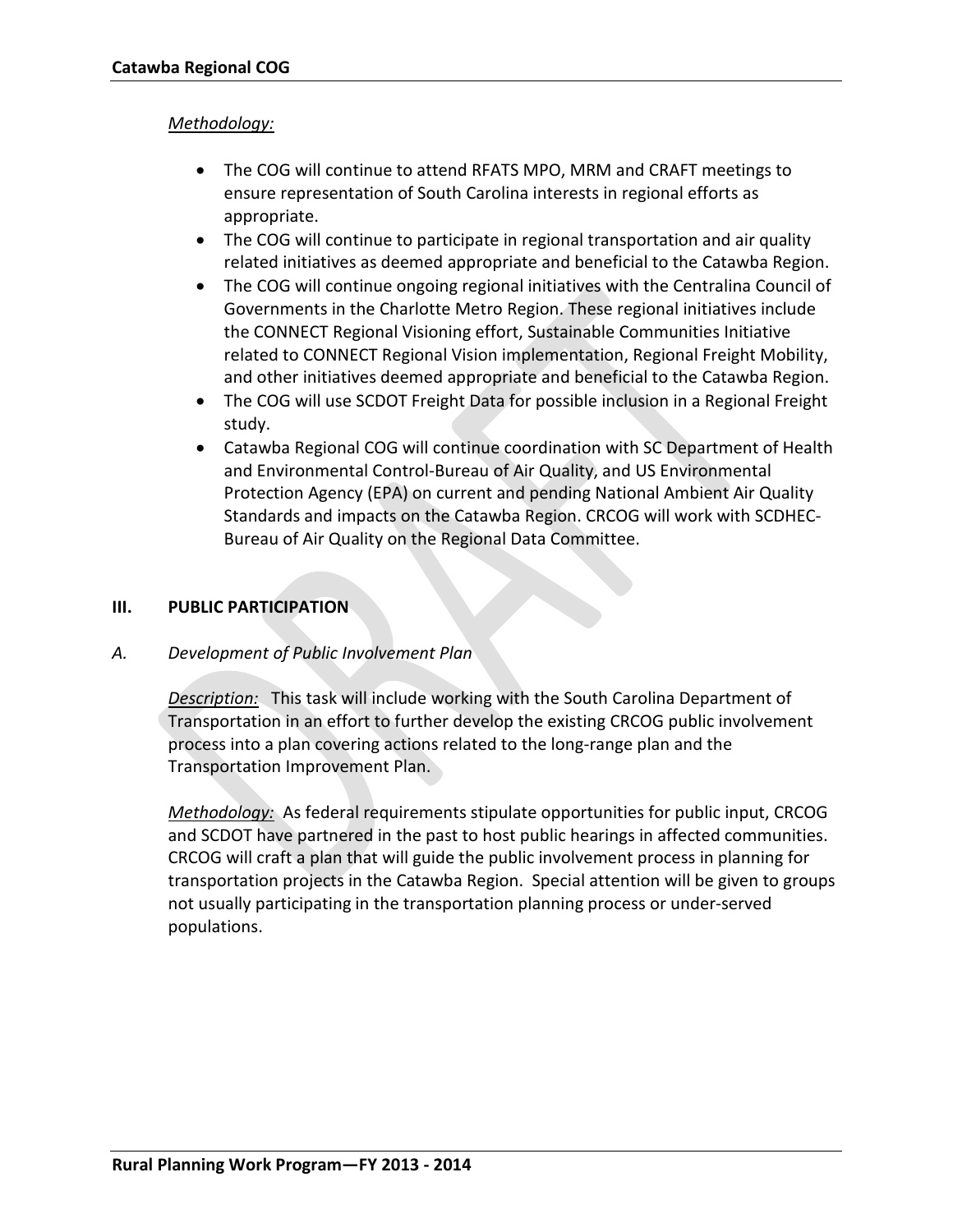*Methodology:*

- The COG will continue to attend RFATS MPO, MRM and CRAFT meetings to ensure representation of South Carolina interests in regional efforts as appropriate.
- The COG will continue to participate in regional transportation and air quality related initiatives as deemed appropriate and beneficial to the Catawba Region.
- The COG will continue ongoing regional initiatives with the Centralina Council of Governments in the Charlotte Metro Region. These regional initiatives include the CONNECT Regional Visioning effort, Sustainable Communities Initiative related to CONNECT Regional Vision implementation, Regional Freight Mobility, and other initiatives deemed appropriate and beneficial to the Catawba Region.
- The COG will use SCDOT Freight Data for possible inclusion in a Regional Freight study.
- Catawba Regional COG will continue coordination with SC Department of Health and Environmental Control-Bureau of Air Quality, and US Environmental Protection Agency (EPA) on current and pending National Ambient Air Quality Standards and impacts on the Catawba Region. CRCOG will work with SCDHEC-Bureau of Air Quality on the Regional Data Committee.

## III. PUBLIC PARTICIPATION

### *A. Development of Public Involvement Plan*

*Description:* This task will include working with the South Carolina Department of Transportation in an effort to further develop the existing CRCOG public involvement process into a plan covering actions related to the long-range plan and the Transportation Improvement Plan.

*Methodology:* As federal requirements stipulate opportunities for public input, CRCOG and SCDOT have partnered in the past to host public hearings in affected communities. CRCOG will craft a plan that will guide the public involvement process in planning for transportation projects in the Catawba Region. Special attention will be given to groups not usually participating in the transportation planning process or under-served populations.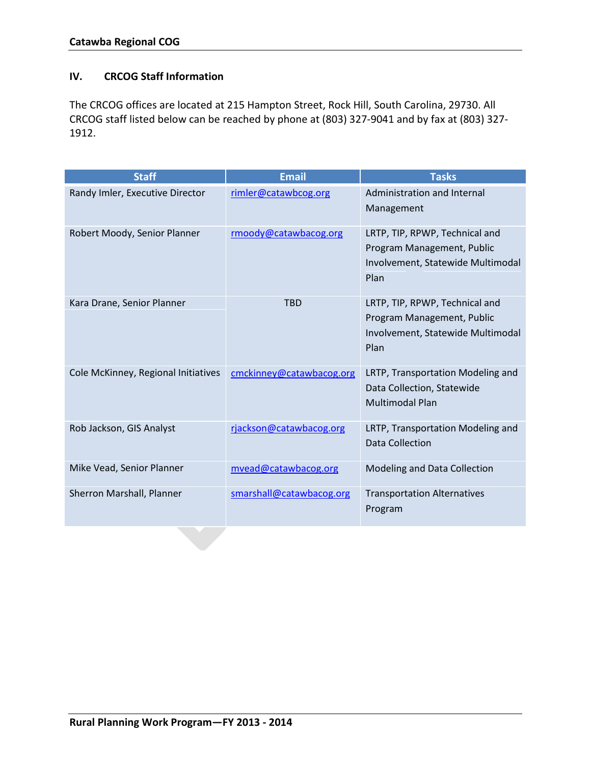## IV. CRCOG Staff Information

The CRCOG offices are located at 215 Hampton Street, Rock Hill, South Carolina, 29730. All CRCOG staff listed below can be reached by phone at (803) 327-9041 and by fax at (803) 327-1912.

| Staff | Email | Tasks |
|---|---|---|
| Randy Imler, Executive Director | rimler@catawbcog.org | Administration and Internal Management |
| Robert Moody, Senior Planner | rmoody@catawbacog.org | LRTP, TIP, RPWP, Technical and Program Management, Public Involvement, Statewide Multimodal Plan |
| Kara Drane, Senior Planner | TBD | LRTP, TIP, RPWP, Technical and Program Management, Public Involvement, Statewide Multimodal Plan |
| Cole McKinney, Regional Initiatives | cmckinney@catawbacog.org | LRTP, Transportation Modeling and Data Collection, Statewide Multimodal Plan |
| Rob Jackson, GIS Analyst | rjackson@catawbacog.org | LRTP, Transportation Modeling and Data Collection |
| Mike Vead, Senior Planner | mvead@catawbacog.org | Modeling and Data Collection |
| Sherron Marshall, Planner | smarshall@catawbacog.org | Transportation Alternatives Program |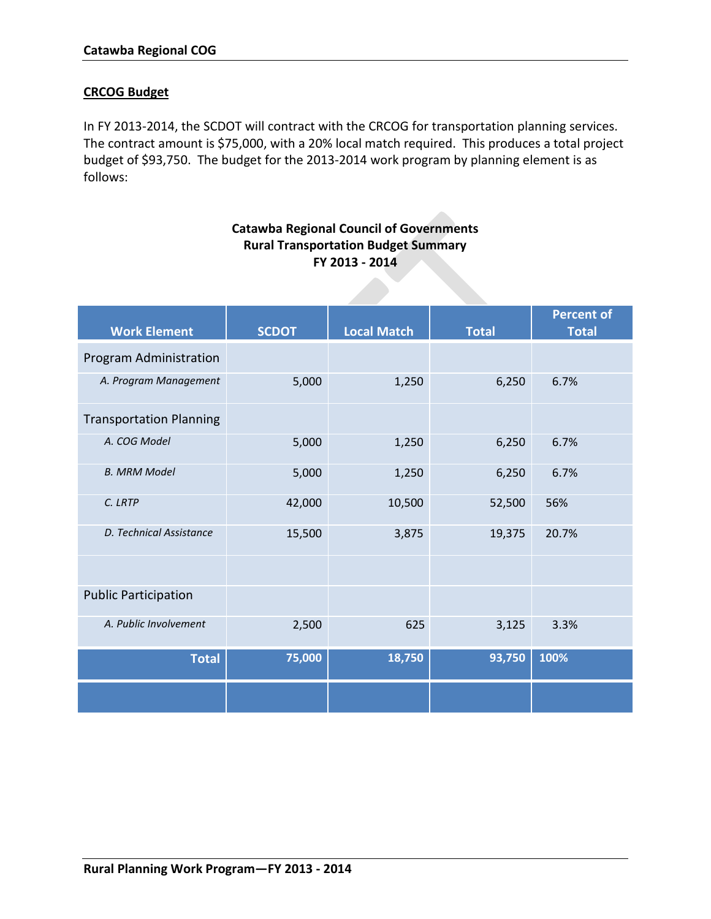**CRCOG Budget**

In FY 2013-2014, the SCDOT will contract with the CRCOG for transportation planning services. The contract amount is $75,000, with a 20% local match required. This produces a total project budget of $93,750. The budget for the 2013-2014 work program by planning element is as follows:

**Catawba Regional Council of Governments**
**Rural Transportation Budget Summary**
**FY 2013 - 2014**

| Work Element | SCDOT | Local Match | Total | Percent of Total |
|---|---|---|---|---|
| Program Administration | | | | |
| *A. Program Management* | 5,000 | 1,250 | 6,250 | 6.7% |
| Transportation Planning | | | | |
| *A. COG Model* | 5,000 | 1,250 | 6,250 | 6.7% |
| *B. MRM Model* | 5,000 | 1,250 | 6,250 | 6.7% |
| *C. LRTP* | 42,000 | 10,500 | 52,500 | 56% |
| *D. Technical Assistance* | 15,500 | 3,875 | 19,375 | 20.7% |
| | | | | |
| Public Participation | | | | |
| *A. Public Involvement* | 2,500 | 625 | 3,125 | 3.3% |
| **Total** | **75,000** | **18,750** | **93,750** | **100%** |